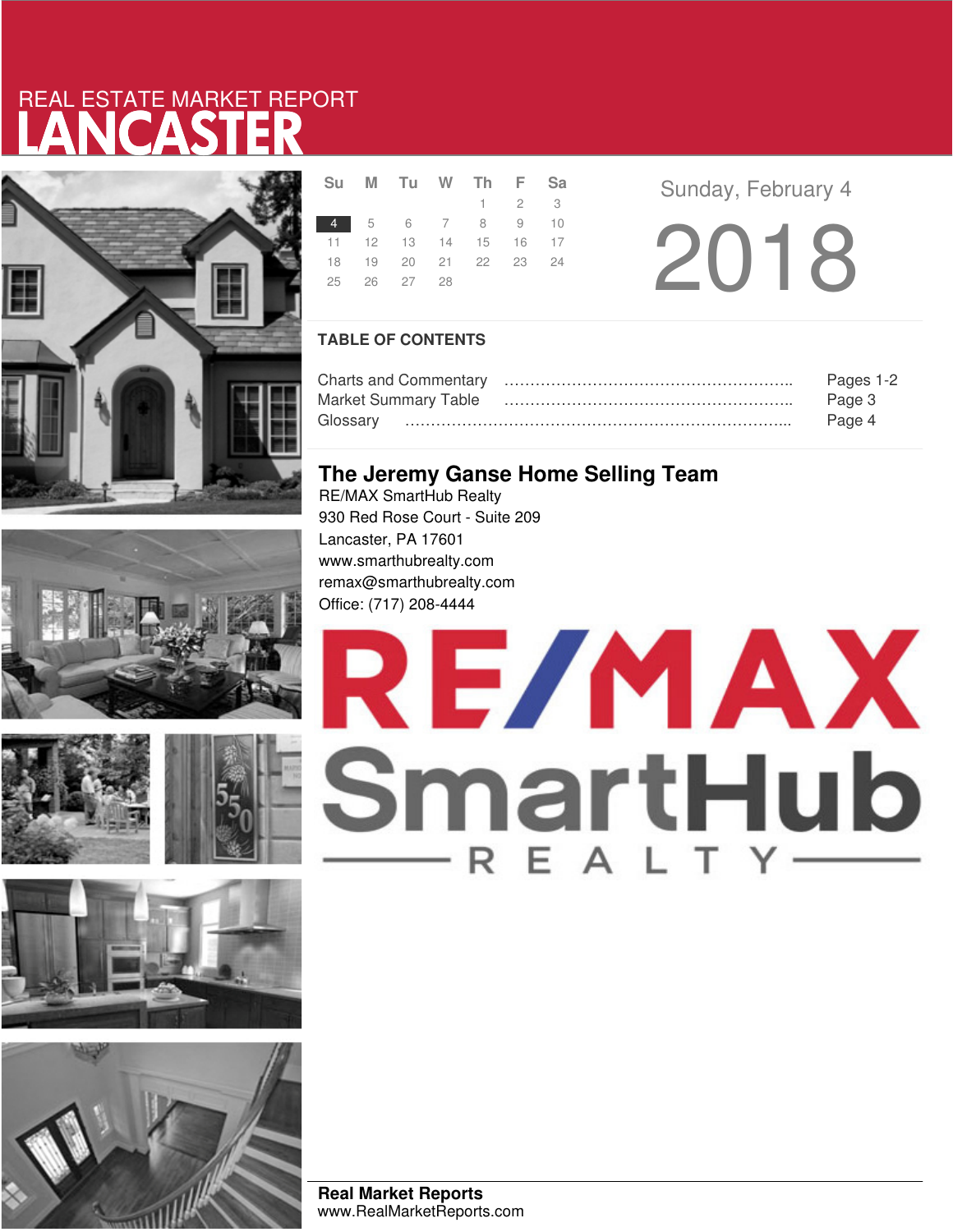REAL ESTATE MARKET REPORT

# LANCASTER

| Su | M | Tu | W | Th | F | Sa |
|---|---|---|---|---|---|---|
| | | | | 1 | 2 | 3 |
| 4 | 5 | 6 | 7 | 8 | 9 | 10 |
| 11 | 12 | 13 | 14 | 15 | 16 | 17 |
| 18 | 19 | 20 | 21 | 22 | 23 | 24 |
| 25 | 26 | 27 | 28 | | | |

Sunday, February 4

2018

## TABLE OF CONTENTS

Charts and Commentary ………………………………………………….. Pages 1-2
Market Summary Table ………………………………………………….. Page 3
Glossary …………………………………………………………………... Page 4

## The Jeremy Ganse Home Selling Team

RE/MAX SmartHub Realty
930 Red Rose Court - Suite 209
Lancaster, PA 17601
www.smarthubrealty.com
remax@smarthubrealty.com
Office: (717) 208-4444

RE/MAX SmartHub REALTY

**Real Market Reports**
www.RealMarketReports.com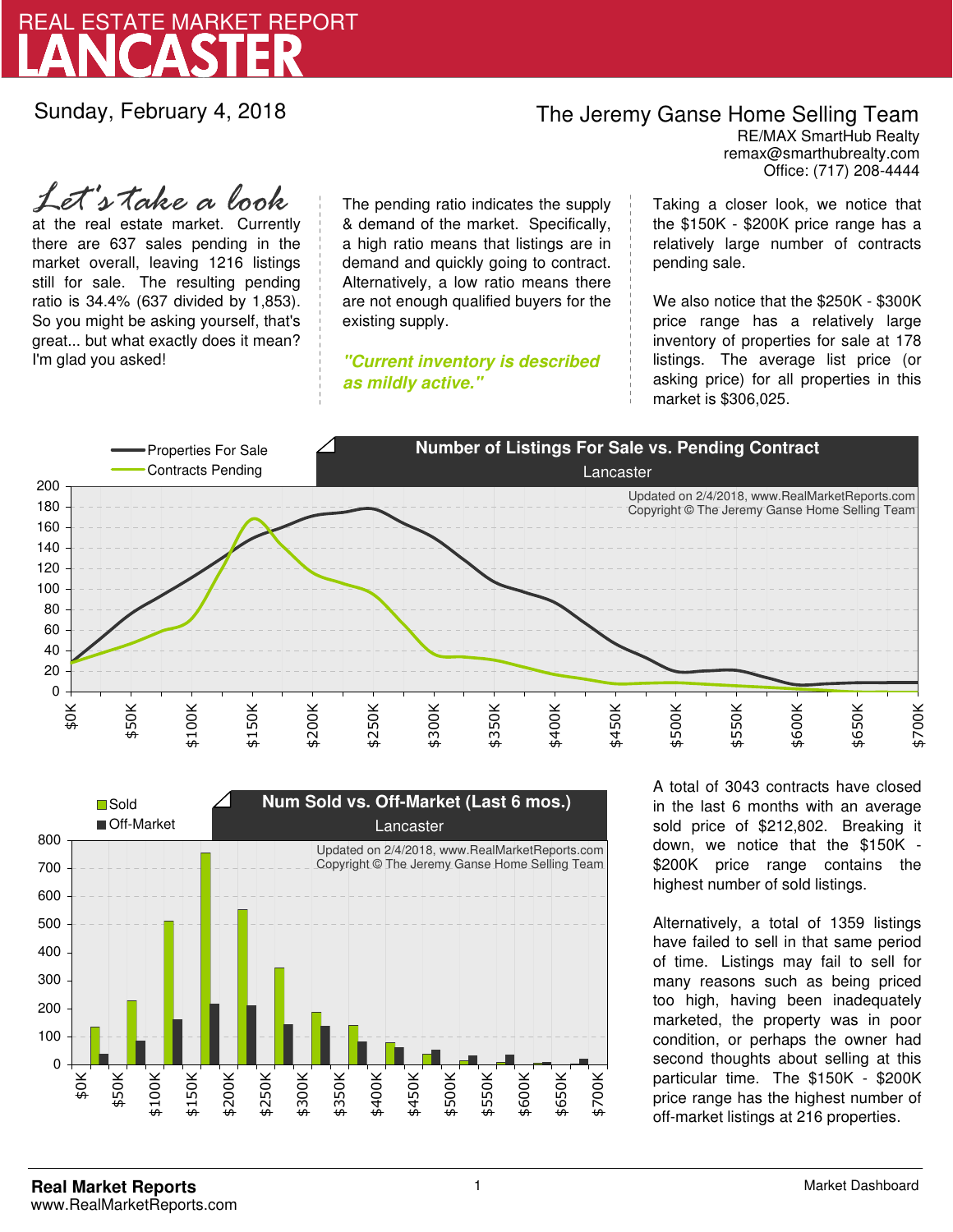# REAL ESTATE MARKET REPORT
# LANCASTER

Sunday, February 4, 2018

## The Jeremy Ganse Home Selling Team

RE/MAX SmartHub Realty
remax@smarthubrealty.com
Office: (717) 208-4444

*Let's take a look* at the real estate market. Currently there are 637 sales pending in the market overall, leaving 1216 listings still for sale. The resulting pending ratio is 34.4% (637 divided by 1,853). So you might be asking yourself, that's great... but what exactly does it mean? I'm glad you asked!

The pending ratio indicates the supply & demand of the market. Specifically, a high ratio means that listings are in demand and quickly going to contract. Alternatively, a low ratio means there are not enough qualified buyers for the existing supply.

***"Current inventory is described as mildly active."***

Taking a closer look, we notice that the $150K - $200K price range has a relatively large number of contracts pending sale.

We also notice that the $250K - $300K price range has a relatively large inventory of properties for sale at 178 listings. The average list price (or asking price) for all properties in this market is $306,025.

**Number of Listings For Sale vs. Pending Contract**
Lancaster

Properties For Sale
Contracts Pending

Updated on 2/4/2018, www.RealMarketReports.com
Copyright © The Jeremy Ganse Home Selling Team

**Num Sold vs. Off-Market (Last 6 mos.)**
Lancaster

Sold
Off-Market

Updated on 2/4/2018, www.RealMarketReports.com
Copyright © The Jeremy Ganse Home Selling Team

A total of 3043 contracts have closed in the last 6 months with an average sold price of $212,802. Breaking it down, we notice that the $150K - $200K price range contains the highest number of sold listings.

Alternatively, a total of 1359 listings have failed to sell in that same period of time. Listings may fail to sell for many reasons such as being priced too high, having been inadequately marketed, the property was in poor condition, or perhaps the owner had second thoughts about selling at this particular time. The $150K - $200K price range has the highest number of off-market listings at 216 properties.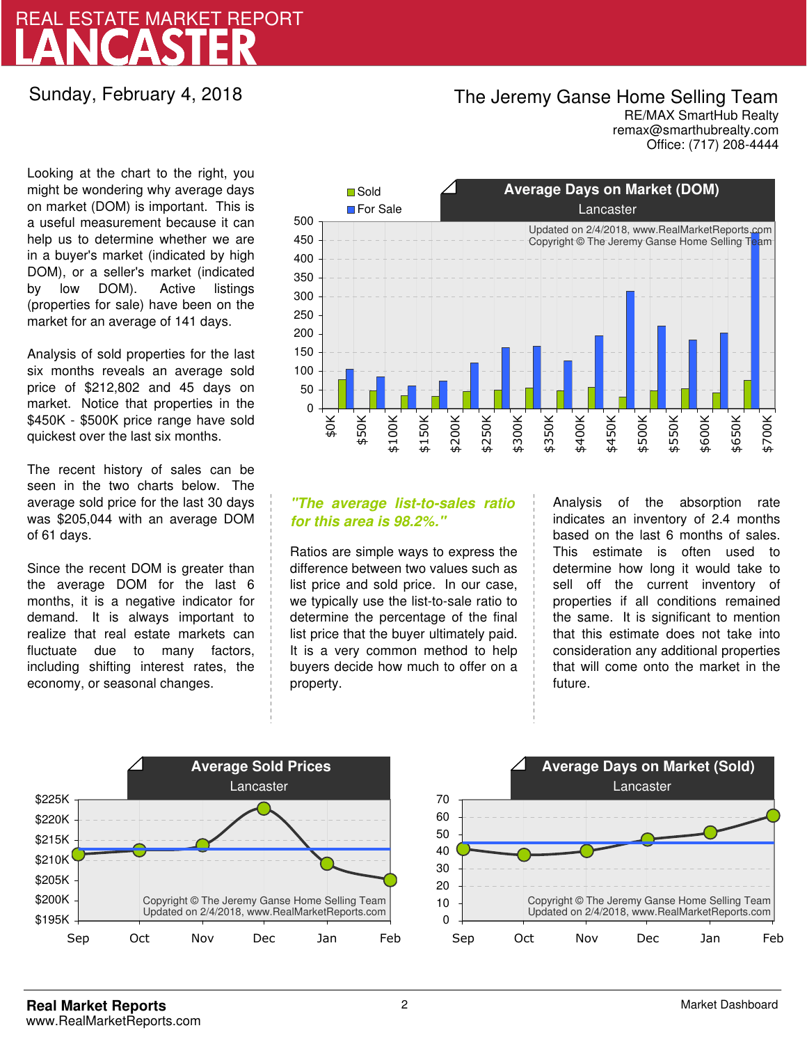# REAL ESTATE MARKET REPORT LANCASTER

Sunday, February 4, 2018

**The Jeremy Ganse Home Selling Team**
RE/MAX SmartHub Realty
remax@smarthubrealty.com
Office: (717) 208-4444

Looking at the chart to the right, you might be wondering why average days on market (DOM) is important. This is a useful measurement because it can help us to determine whether we are in a buyer's market (indicated by high DOM), or a seller's market (indicated by low DOM). Active listings (properties for sale) have been on the market for an average of 141 days.

Analysis of sold properties for the last six months reveals an average sold price of $212,802 and 45 days on market. Notice that properties in the $450K - $500K price range have sold quickest over the last six months.

The recent history of sales can be seen in the two charts below. The average sold price for the last 30 days was $205,044 with an average DOM of 61 days.

Since the recent DOM is greater than the average DOM for the last 6 months, it is a negative indicator for demand. It is always important to realize that real estate markets can fluctuate due to many factors, including shifting interest rates, the economy, or seasonal changes.

**Average Days on Market (DOM)**
Lancaster

Updated on 2/4/2018, www.RealMarketReports.com
Copyright © The Jeremy Ganse Home Selling Team

*"The average list-to-sales ratio for this area is 98.2%."*

Ratios are simple ways to express the difference between two values such as list price and sold price. In our case, we typically use the list-to-sale ratio to determine the percentage of the final list price that the buyer ultimately paid. It is a very common method to help buyers decide how much to offer on a property.

Analysis of the absorption rate indicates an inventory of 2.4 months based on the last 6 months of sales. This estimate is often used to determine how long it would take to sell off the current inventory of properties if all conditions remained the same. It is significant to mention that this estimate does not take into consideration any additional properties that will come onto the market in the future.

**Average Sold Prices**
Lancaster

Copyright © The Jeremy Ganse Home Selling Team
Updated on 2/4/2018, www.RealMarketReports.com

**Average Days on Market (Sold)**
Lancaster

Copyright © The Jeremy Ganse Home Selling Team
Updated on 2/4/2018, www.RealMarketReports.com

**Real Market Reports**
www.RealMarketReports.com

Market Dashboard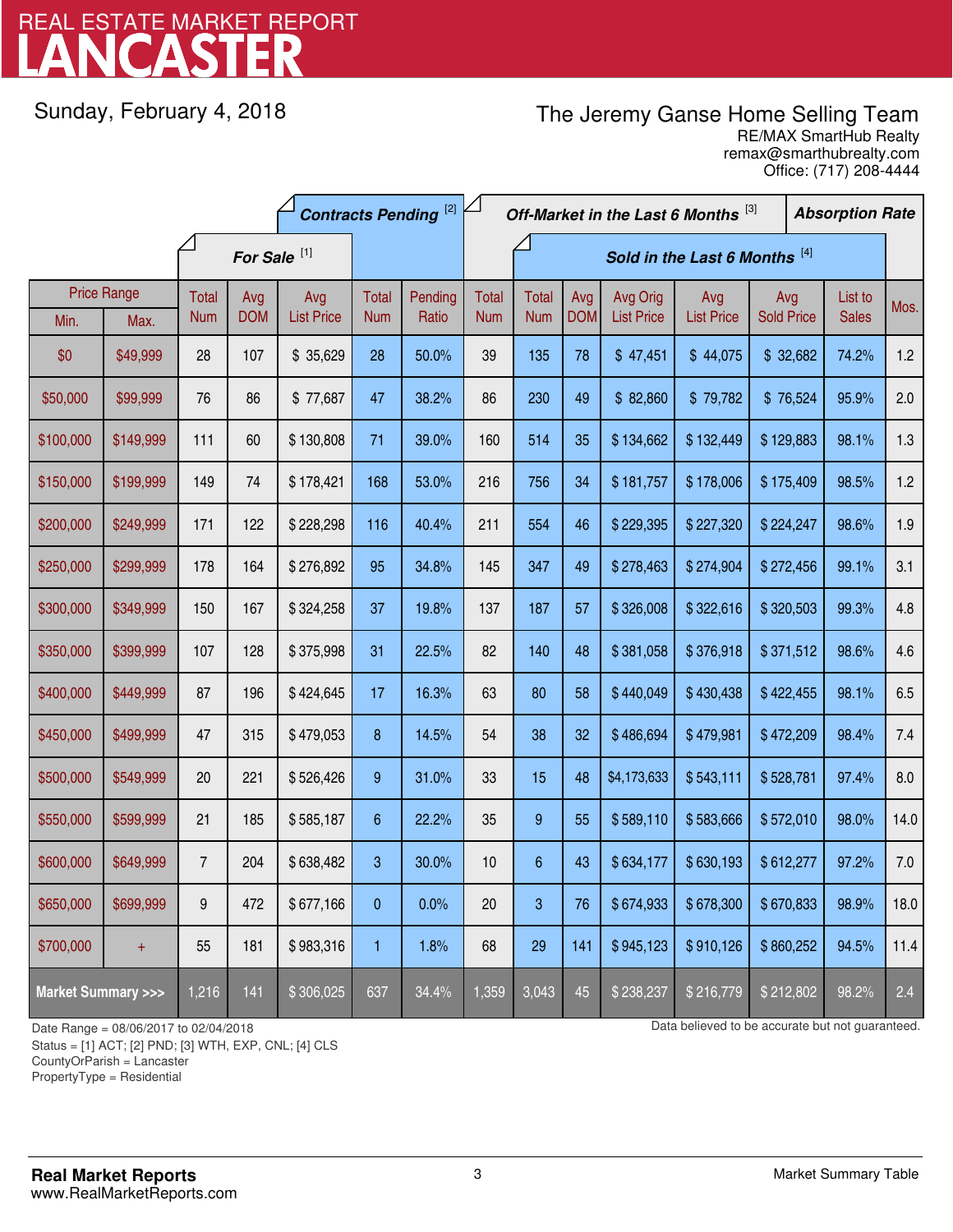# LANCASTER

REAL ESTATE MARKET REPORT

Sunday, February 4, 2018

The Jeremy Ganse Home Selling Team
RE/MAX SmartHub Realty
remax@smarthubrealty.com
Office: (717) 208-4444

| Price Range | | For Sale [1] | | | Contracts Pending [2] | | Off-Market in the Last 6 Months [3] | Sold in the Last 6 Months [4] | | | | | | Absorption Rate |
|---|---|---|---|---|---|---|---|---|---|---|---|---|---|---|
| Min. | Max. | Total Num | Avg DOM | Avg List Price | Total Num | Pending Ratio | Total Num | Total Num | Avg DOM | Avg Orig List Price | Avg List Price | Avg Sold Price | List to Sales | Mos. |
| $0 | $49,999 | 28 | 107 | $ 35,629 | 28 | 50.0% | 39 | 135 | 78 | $ 47,451 | $ 44,075 | $ 32,682 | 74.2% | 1.2 |
| $50,000 | $99,999 | 76 | 86 | $ 77,687 | 47 | 38.2% | 86 | 230 | 49 | $ 82,860 | $ 79,782 | $ 76,524 | 95.9% | 2.0 |
| $100,000 | $149,999 | 111 | 60 | $ 130,808 | 71 | 39.0% | 160 | 514 | 35 | $ 134,662 | $ 132,449 | $ 129,883 | 98.1% | 1.3 |
| $150,000 | $199,999 | 149 | 74 | $ 178,421 | 168 | 53.0% | 216 | 756 | 34 | $ 181,757 | $ 178,006 | $ 175,409 | 98.5% | 1.2 |
| $200,000 | $249,999 | 171 | 122 | $ 228,298 | 116 | 40.4% | 211 | 554 | 46 | $ 229,395 | $ 227,320 | $ 224,247 | 98.6% | 1.9 |
| $250,000 | $299,999 | 178 | 164 | $ 276,892 | 95 | 34.8% | 145 | 347 | 49 | $ 278,463 | $ 274,904 | $ 272,456 | 99.1% | 3.1 |
| $300,000 | $349,999 | 150 | 167 | $ 324,258 | 37 | 19.8% | 137 | 187 | 57 | $ 326,008 | $ 322,616 | $ 320,503 | 99.3% | 4.8 |
| $350,000 | $399,999 | 107 | 128 | $ 375,998 | 31 | 22.5% | 82 | 140 | 48 | $ 381,058 | $ 376,918 | $ 371,512 | 98.6% | 4.6 |
| $400,000 | $449,999 | 87 | 196 | $ 424,645 | 17 | 16.3% | 63 | 80 | 58 | $ 440,049 | $ 430,438 | $ 422,455 | 98.1% | 6.5 |
| $450,000 | $499,999 | 47 | 315 | $ 479,053 | 8 | 14.5% | 54 | 38 | 32 | $ 486,694 | $ 479,981 | $ 472,209 | 98.4% | 7.4 |
| $500,000 | $549,999 | 20 | 221 | $ 526,426 | 9 | 31.0% | 33 | 15 | 48 | $4,173,633 | $ 543,111 | $ 528,781 | 97.4% | 8.0 |
| $550,000 | $599,999 | 21 | 185 | $ 585,187 | 6 | 22.2% | 35 | 9 | 55 | $ 589,110 | $ 583,666 | $ 572,010 | 98.0% | 14.0 |
| $600,000 | $649,999 | 7 | 204 | $ 638,482 | 3 | 30.0% | 10 | 6 | 43 | $ 634,177 | $ 630,193 | $ 612,277 | 97.2% | 7.0 |
| $650,000 | $699,999 | 9 | 472 | $ 677,166 | 0 | 0.0% | 20 | 3 | 76 | $ 674,933 | $ 678,300 | $ 670,833 | 98.9% | 18.0 |
| $700,000 | + | 55 | 181 | $ 983,316 | 1 | 1.8% | 68 | 29 | 141 | $ 945,123 | $ 910,126 | $ 860,252 | 94.5% | 11.4 |
| Market Summary >>> | | 1,216 | 141 | $ 306,025 | 637 | 34.4% | 1,359 | 3,043 | 45 | $ 238,237 | $ 216,779 | $ 212,802 | 98.2% | 2.4 |

Date Range = 08/06/2017 to 02/04/2018
Status = [1] ACT; [2] PND; [3] WTH, EXP, CNL; [4] CLS
CountyOrParish = Lancaster
PropertyType = Residential

Data believed to be accurate but not guaranteed.

**Real Market Reports**
www.RealMarketReports.com

Market Summary Table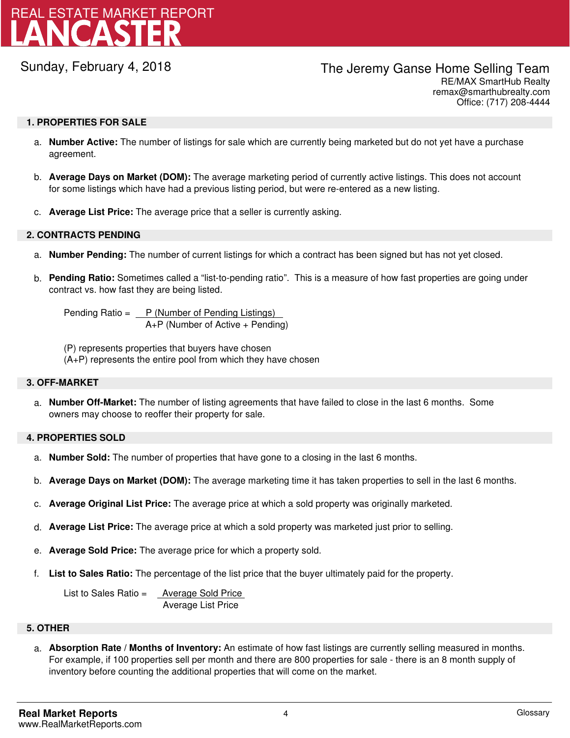# REAL ESTATE MARKET REPORT LANCASTER

Sunday, February 4, 2018

**The Jeremy Ganse Home Selling Team**
RE/MAX SmartHub Realty
remax@smarthubrealty.com
Office: (717) 208-4444

## 1. PROPERTIES FOR SALE

a. **Number Active:** The number of listings for sale which are currently being marketed but do not yet have a purchase agreement.

b. **Average Days on Market (DOM):** The average marketing period of currently active listings. This does not account for some listings which have had a previous listing period, but were re-entered as a new listing.

c. **Average List Price:** The average price that a seller is currently asking.

## 2. CONTRACTS PENDING

a. **Number Pending:** The number of current listings for which a contract has been signed but has not yet closed.

b. **Pending Ratio:** Sometimes called a “list-to-pending ratio”. This is a measure of how fast properties are going under contract vs. how fast they are being listed.

$$\text{Pending Ratio} = \frac{\text{P (Number of Pending Listings)}}{\text{A+P (Number of Active + Pending)}}$$

(P) represents properties that buyers have chosen
(A+P) represents the entire pool from which they have chosen

## 3. OFF-MARKET

a. **Number Off-Market:** The number of listing agreements that have failed to close in the last 6 months. Some owners may choose to reoffer their property for sale.

## 4. PROPERTIES SOLD

a. **Number Sold:** The number of properties that have gone to a closing in the last 6 months.

b. **Average Days on Market (DOM):** The average marketing time it has taken properties to sell in the last 6 months.

c. **Average Original List Price:** The average price at which a sold property was originally marketed.

d. **Average List Price:** The average price at which a sold property was marketed just prior to selling.

e. **Average Sold Price:** The average price for which a property sold.

f. **List to Sales Ratio:** The percentage of the list price that the buyer ultimately paid for the property.

$$\text{List to Sales Ratio} = \frac{\text{Average Sold Price}}{\text{Average List Price}}$$

## 5. OTHER

a. **Absorption Rate / Months of Inventory:** An estimate of how fast listings are currently selling measured in months. For example, if 100 properties sell per month and there are 800 properties for sale - there is an 8 month supply of inventory before counting the additional properties that will come on the market.